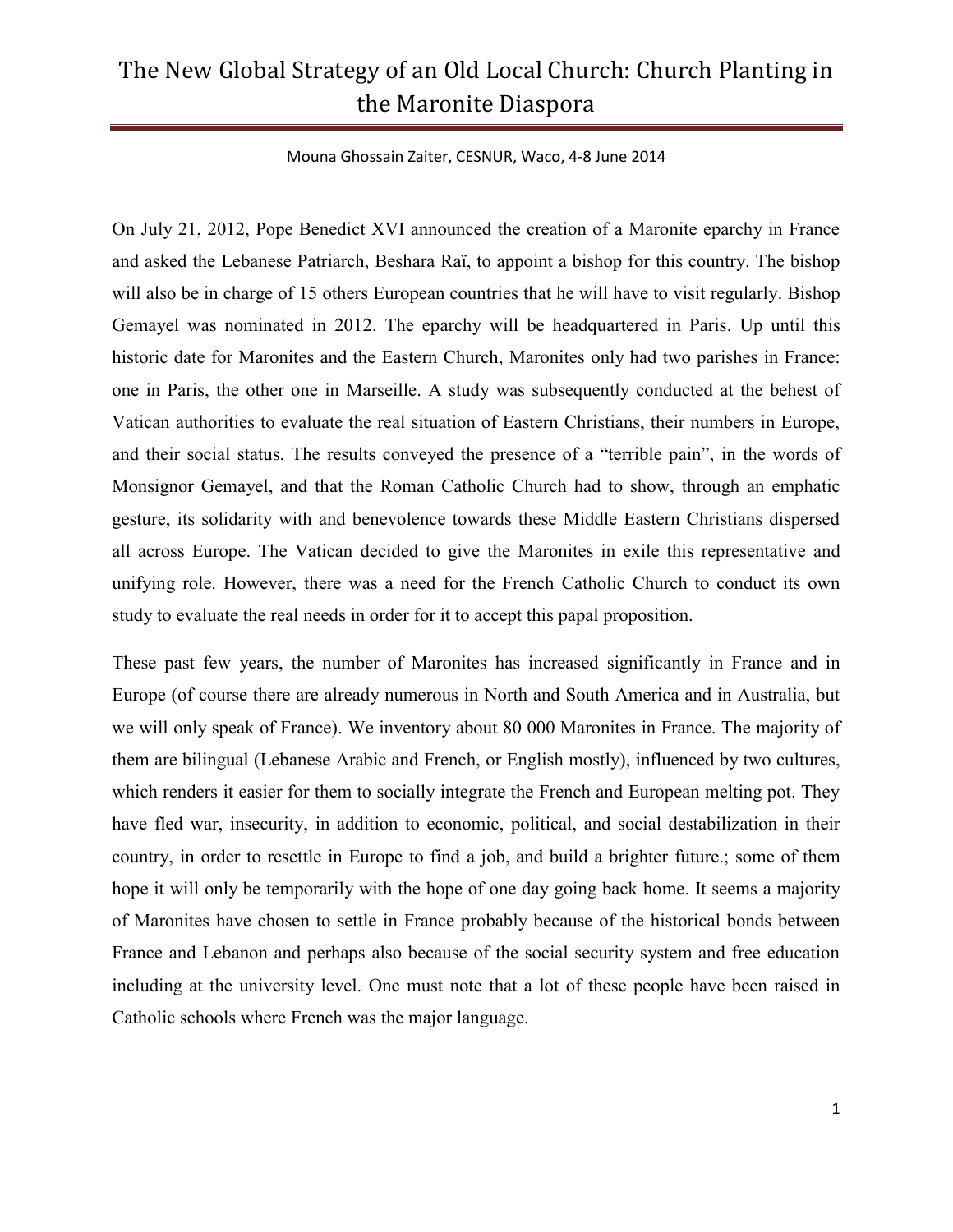# The New Global Strategy of an Old Local Church: Church Planting in the Maronite Diaspora

Mouna Ghossain Zaiter, CESNUR, Waco, 4-8 June 2014

On July 21, 2012, Pope Benedict XVI announced the creation of a Maronite eparchy in France and asked the Lebanese Patriarch, Beshara Raï, to appoint a bishop for this country. The bishop will also be in charge of 15 others European countries that he will have to visit regularly. Bishop Gemayel was nominated in 2012. The eparchy will be headquartered in Paris. Up until this historic date for Maronites and the Eastern Church, Maronites only had two parishes in France: one in Paris, the other one in Marseille. A study was subsequently conducted at the behest of Vatican authorities to evaluate the real situation of Eastern Christians, their numbers in Europe, and their social status. The results conveyed the presence of a "terrible pain", in the words of Monsignor Gemayel, and that the Roman Catholic Church had to show, through an emphatic gesture, its solidarity with and benevolence towards these Middle Eastern Christians dispersed all across Europe. The Vatican decided to give the Maronites in exile this representative and unifying role. However, there was a need for the French Catholic Church to conduct its own study to evaluate the real needs in order for it to accept this papal proposition.

These past few years, the number of Maronites has increased significantly in France and in Europe (of course there are already numerous in North and South America and in Australia, but we will only speak of France). We inventory about 80 000 Maronites in France. The majority of them are bilingual (Lebanese Arabic and French, or English mostly), influenced by two cultures, which renders it easier for them to socially integrate the French and European melting pot. They have fled war, insecurity, in addition to economic, political, and social destabilization in their country, in order to resettle in Europe to find a job, and build a brighter future.; some of them hope it will only be temporarily with the hope of one day going back home. It seems a majority of Maronites have chosen to settle in France probably because of the historical bonds between France and Lebanon and perhaps also because of the social security system and free education including at the university level. One must note that a lot of these people have been raised in Catholic schools where French was the major language.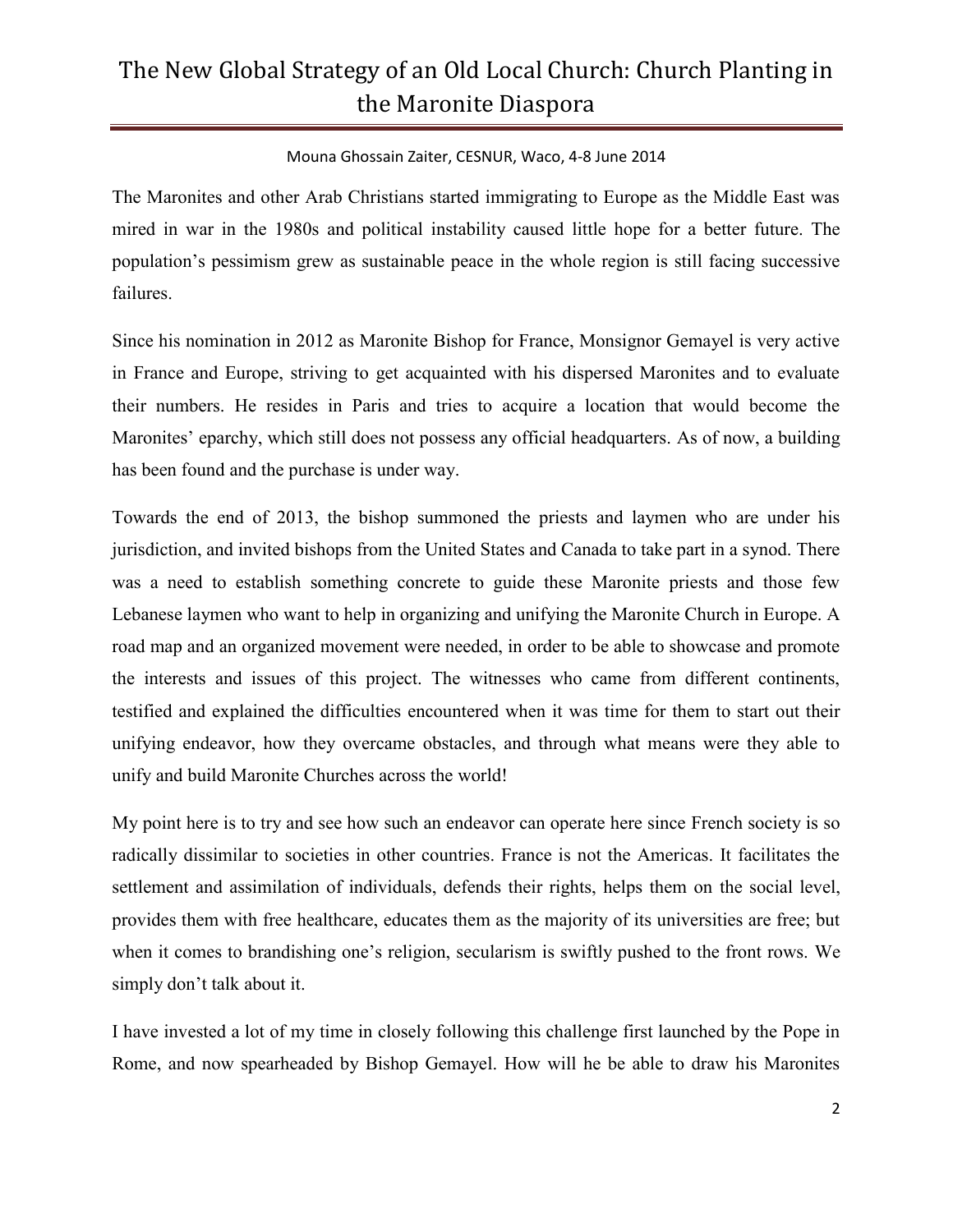The Maronites and other Arab Christians started immigrating to Europe as the Middle East was mired in war in the 1980s and political instability caused little hope for a better future. The population's pessimism grew as sustainable peace in the whole region is still facing successive failures.

Since his nomination in 2012 as Maronite Bishop for France, Monsignor Gemayel is very active in France and Europe, striving to get acquainted with his dispersed Maronites and to evaluate their numbers. He resides in Paris and tries to acquire a location that would become the Maronites' eparchy, which still does not possess any official headquarters. As of now, a building has been found and the purchase is under way.

Towards the end of 2013, the bishop summoned the priests and laymen who are under his jurisdiction, and invited bishops from the United States and Canada to take part in a synod. There was a need to establish something concrete to guide these Maronite priests and those few Lebanese laymen who want to help in organizing and unifying the Maronite Church in Europe. A road map and an organized movement were needed, in order to be able to showcase and promote the interests and issues of this project. The witnesses who came from different continents, testified and explained the difficulties encountered when it was time for them to start out their unifying endeavor, how they overcame obstacles, and through what means were they able to unify and build Maronite Churches across the world!

My point here is to try and see how such an endeavor can operate here since French society is so radically dissimilar to societies in other countries. France is not the Americas. It facilitates the settlement and assimilation of individuals, defends their rights, helps them on the social level, provides them with free healthcare, educates them as the majority of its universities are free; but when it comes to brandishing one's religion, secularism is swiftly pushed to the front rows. We simply don't talk about it.

I have invested a lot of my time in closely following this challenge first launched by the Pope in Rome, and now spearheaded by Bishop Gemayel. How will he be able to draw his Maronites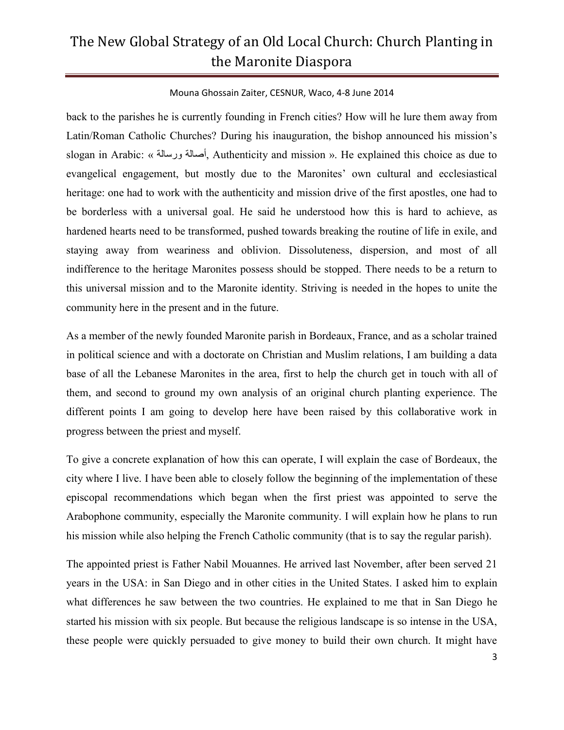back to the parishes he is currently founding in French cities? How will he lure them away from Latin/Roman Catholic Churches? During his inauguration, the bishop announced his mission's slogan in Arabic: « أصالة ورسالة, Authenticity and mission ». He explained this choice as due to evangelical engagement, but mostly due to the Maronites' own cultural and ecclesiastical heritage: one had to work with the authenticity and mission drive of the first apostles, one had to be borderless with a universal goal. He said he understood how this is hard to achieve, as hardened hearts need to be transformed, pushed towards breaking the routine of life in exile, and staying away from weariness and oblivion. Dissoluteness, dispersion, and most of all indifference to the heritage Maronites possess should be stopped. There needs to be a return to this universal mission and to the Maronite identity. Striving is needed in the hopes to unite the community here in the present and in the future.

As a member of the newly founded Maronite parish in Bordeaux, France, and as a scholar trained in political science and with a doctorate on Christian and Muslim relations, I am building a data base of all the Lebanese Maronites in the area, first to help the church get in touch with all of them, and second to ground my own analysis of an original church planting experience. The different points I am going to develop here have been raised by this collaborative work in progress between the priest and myself.

To give a concrete explanation of how this can operate, I will explain the case of Bordeaux, the city where I live. I have been able to closely follow the beginning of the implementation of these episcopal recommendations which began when the first priest was appointed to serve the Arabophone community, especially the Maronite community. I will explain how he plans to run his mission while also helping the French Catholic community (that is to say the regular parish).

The appointed priest is Father Nabil Mouannes. He arrived last November, after been served 21 years in the USA: in San Diego and in other cities in the United States. I asked him to explain what differences he saw between the two countries. He explained to me that in San Diego he started his mission with six people. But because the religious landscape is so intense in the USA, these people were quickly persuaded to give money to build their own church. It might have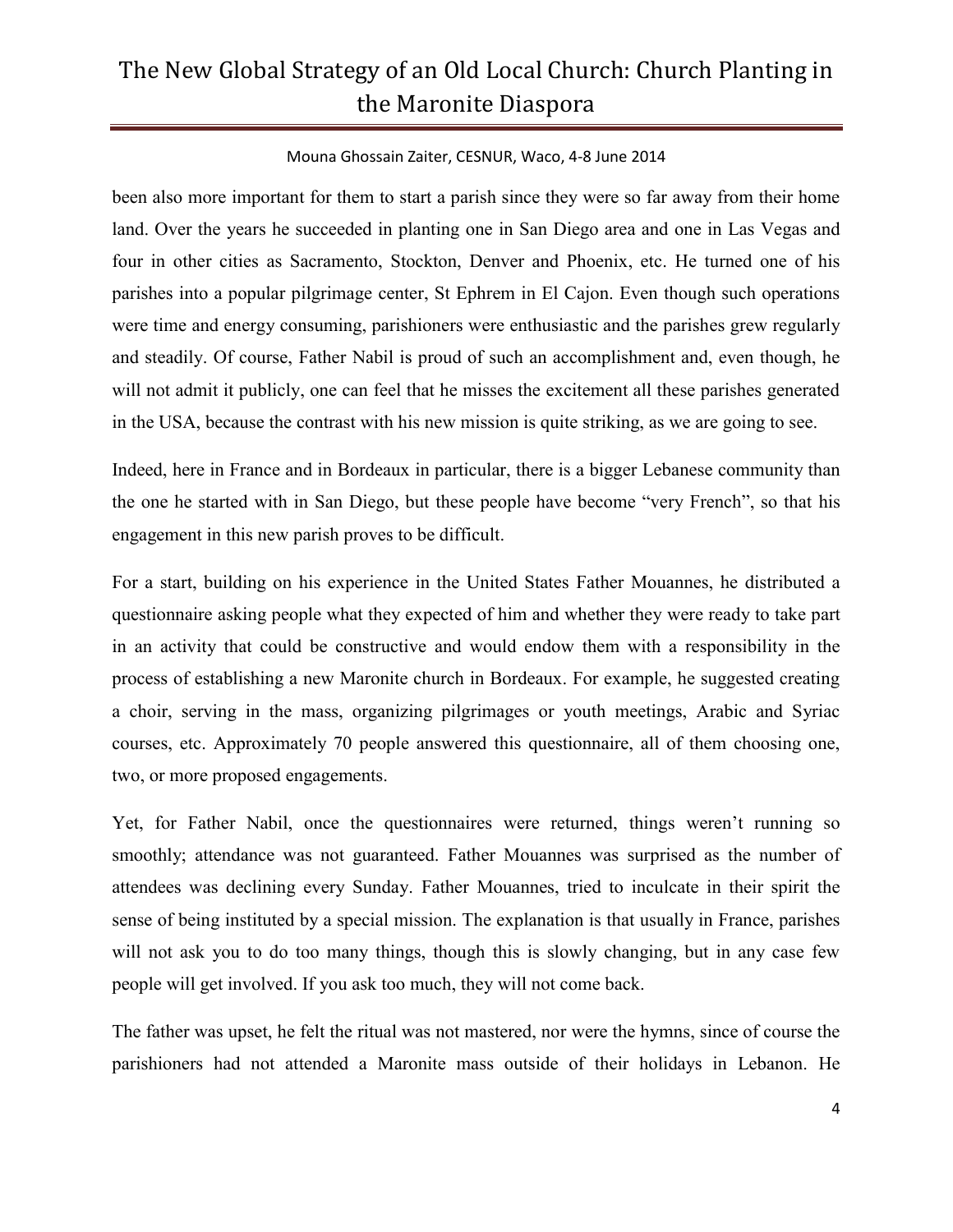been also more important for them to start a parish since they were so far away from their home land. Over the years he succeeded in planting one in San Diego area and one in Las Vegas and four in other cities as Sacramento, Stockton, Denver and Phoenix, etc. He turned one of his parishes into a popular pilgrimage center, St Ephrem in El Cajon. Even though such operations were time and energy consuming, parishioners were enthusiastic and the parishes grew regularly and steadily. Of course, Father Nabil is proud of such an accomplishment and, even though, he will not admit it publicly, one can feel that he misses the excitement all these parishes generated in the USA, because the contrast with his new mission is quite striking, as we are going to see.

Indeed, here in France and in Bordeaux in particular, there is a bigger Lebanese community than the one he started with in San Diego, but these people have become "very French", so that his engagement in this new parish proves to be difficult.

For a start, building on his experience in the United States Father Mouannes, he distributed a questionnaire asking people what they expected of him and whether they were ready to take part in an activity that could be constructive and would endow them with a responsibility in the process of establishing a new Maronite church in Bordeaux. For example, he suggested creating a choir, serving in the mass, organizing pilgrimages or youth meetings, Arabic and Syriac courses, etc. Approximately 70 people answered this questionnaire, all of them choosing one, two, or more proposed engagements.

Yet, for Father Nabil, once the questionnaires were returned, things weren't running so smoothly; attendance was not guaranteed. Father Mouannes was surprised as the number of attendees was declining every Sunday. Father Mouannes, tried to inculcate in their spirit the sense of being instituted by a special mission. The explanation is that usually in France, parishes will not ask you to do too many things, though this is slowly changing, but in any case few people will get involved. If you ask too much, they will not come back.

The father was upset, he felt the ritual was not mastered, nor were the hymns, since of course the parishioners had not attended a Maronite mass outside of their holidays in Lebanon. He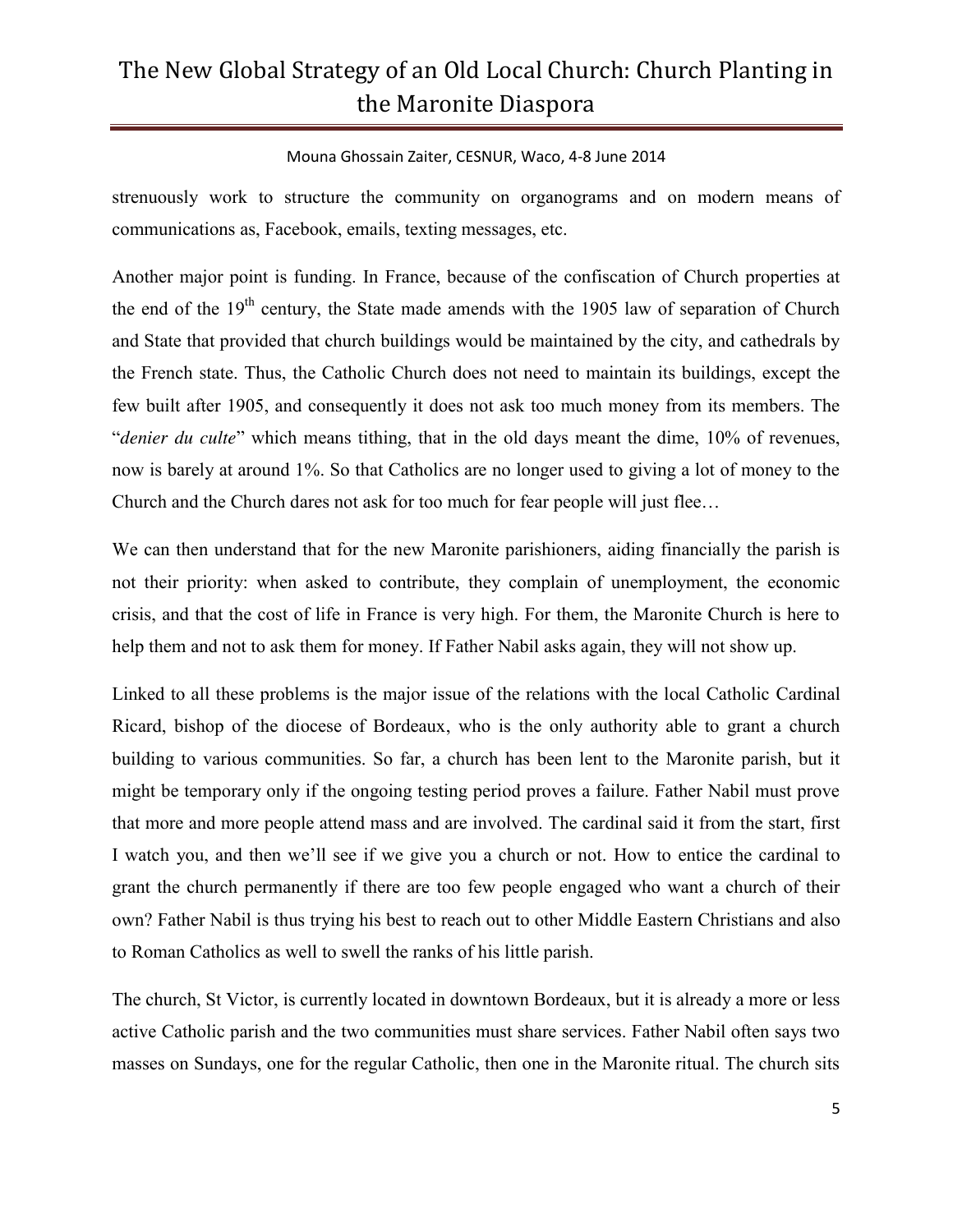strenuously work to structure the community on organograms and on modern means of communications as, Facebook, emails, texting messages, etc.

Another major point is funding. In France, because of the confiscation of Church properties at the end of the 19th century, the State made amends with the 1905 law of separation of Church and State that provided that church buildings would be maintained by the city, and cathedrals by the French state. Thus, the Catholic Church does not need to maintain its buildings, except the few built after 1905, and consequently it does not ask too much money from its members. The "*denier du culte*" which means tithing, that in the old days meant the dime, 10% of revenues, now is barely at around 1%. So that Catholics are no longer used to giving a lot of money to the Church and the Church dares not ask for too much for fear people will just flee…

We can then understand that for the new Maronite parishioners, aiding financially the parish is not their priority: when asked to contribute, they complain of unemployment, the economic crisis, and that the cost of life in France is very high. For them, the Maronite Church is here to help them and not to ask them for money. If Father Nabil asks again, they will not show up.

Linked to all these problems is the major issue of the relations with the local Catholic Cardinal Ricard, bishop of the diocese of Bordeaux, who is the only authority able to grant a church building to various communities. So far, a church has been lent to the Maronite parish, but it might be temporary only if the ongoing testing period proves a failure. Father Nabil must prove that more and more people attend mass and are involved. The cardinal said it from the start, first I watch you, and then we'll see if we give you a church or not. How to entice the cardinal to grant the church permanently if there are too few people engaged who want a church of their own? Father Nabil is thus trying his best to reach out to other Middle Eastern Christians and also to Roman Catholics as well to swell the ranks of his little parish.

The church, St Victor, is currently located in downtown Bordeaux, but it is already a more or less active Catholic parish and the two communities must share services. Father Nabil often says two masses on Sundays, one for the regular Catholic, then one in the Maronite ritual. The church sits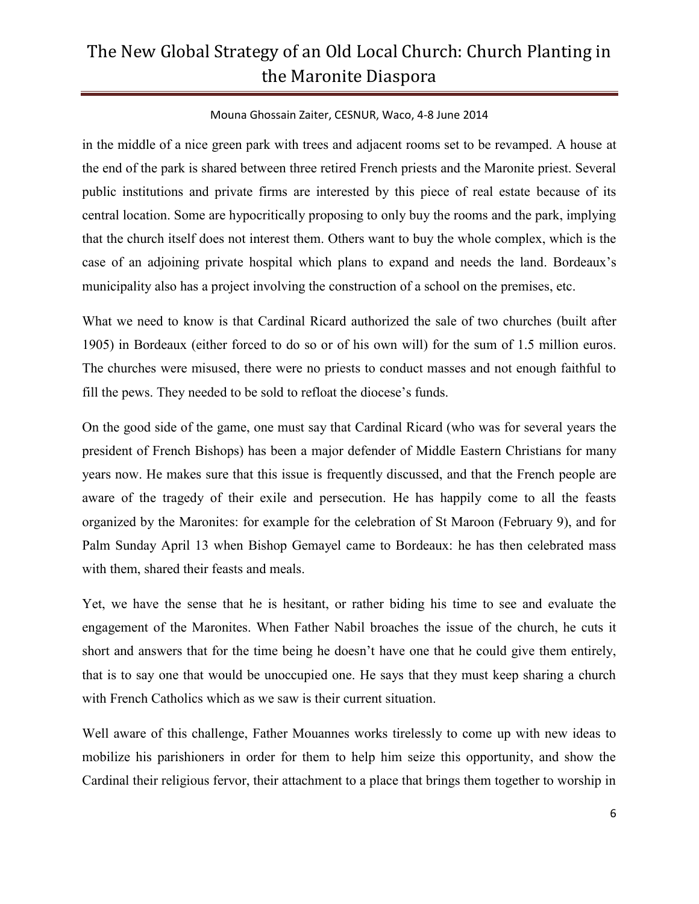in the middle of a nice green park with trees and adjacent rooms set to be revamped. A house at the end of the park is shared between three retired French priests and the Maronite priest. Several public institutions and private firms are interested by this piece of real estate because of its central location. Some are hypocritically proposing to only buy the rooms and the park, implying that the church itself does not interest them. Others want to buy the whole complex, which is the case of an adjoining private hospital which plans to expand and needs the land. Bordeaux's municipality also has a project involving the construction of a school on the premises, etc.

What we need to know is that Cardinal Ricard authorized the sale of two churches (built after 1905) in Bordeaux (either forced to do so or of his own will) for the sum of 1.5 million euros. The churches were misused, there were no priests to conduct masses and not enough faithful to fill the pews. They needed to be sold to refloat the diocese's funds.

On the good side of the game, one must say that Cardinal Ricard (who was for several years the president of French Bishops) has been a major defender of Middle Eastern Christians for many years now. He makes sure that this issue is frequently discussed, and that the French people are aware of the tragedy of their exile and persecution. He has happily come to all the feasts organized by the Maronites: for example for the celebration of St Maroon (February 9), and for Palm Sunday April 13 when Bishop Gemayel came to Bordeaux: he has then celebrated mass with them, shared their feasts and meals.

Yet, we have the sense that he is hesitant, or rather biding his time to see and evaluate the engagement of the Maronites. When Father Nabil broaches the issue of the church, he cuts it short and answers that for the time being he doesn't have one that he could give them entirely, that is to say one that would be unoccupied one. He says that they must keep sharing a church with French Catholics which as we saw is their current situation.

Well aware of this challenge, Father Mouannes works tirelessly to come up with new ideas to mobilize his parishioners in order for them to help him seize this opportunity, and show the Cardinal their religious fervor, their attachment to a place that brings them together to worship in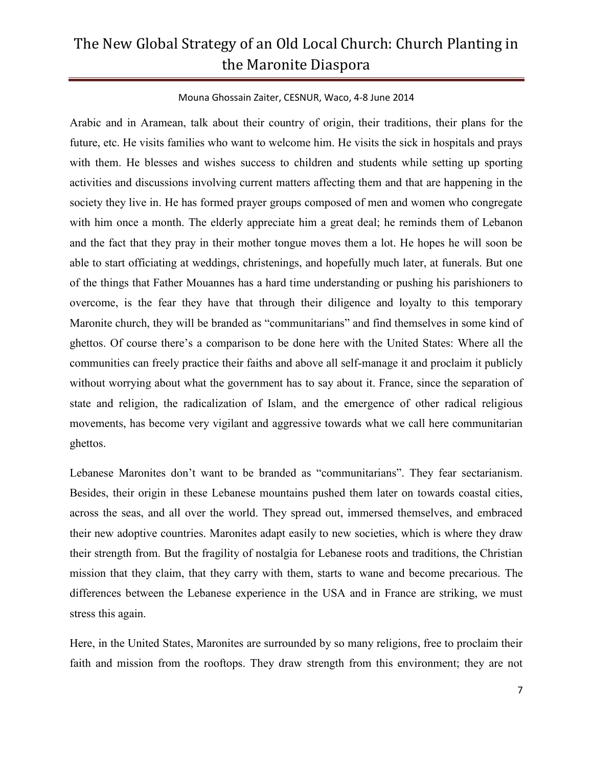Arabic and in Aramean, talk about their country of origin, their traditions, their plans for the future, etc. He visits families who want to welcome him. He visits the sick in hospitals and prays with them. He blesses and wishes success to children and students while setting up sporting activities and discussions involving current matters affecting them and that are happening in the society they live in. He has formed prayer groups composed of men and women who congregate with him once a month. The elderly appreciate him a great deal; he reminds them of Lebanon and the fact that they pray in their mother tongue moves them a lot. He hopes he will soon be able to start officiating at weddings, christenings, and hopefully much later, at funerals. But one of the things that Father Mouannes has a hard time understanding or pushing his parishioners to overcome, is the fear they have that through their diligence and loyalty to this temporary Maronite church, they will be branded as "communitarians" and find themselves in some kind of ghettos. Of course there's a comparison to be done here with the United States: Where all the communities can freely practice their faiths and above all self-manage it and proclaim it publicly without worrying about what the government has to say about it. France, since the separation of state and religion, the radicalization of Islam, and the emergence of other radical religious movements, has become very vigilant and aggressive towards what we call here communitarian ghettos.

Lebanese Maronites don't want to be branded as "communitarians". They fear sectarianism. Besides, their origin in these Lebanese mountains pushed them later on towards coastal cities, across the seas, and all over the world. They spread out, immersed themselves, and embraced their new adoptive countries. Maronites adapt easily to new societies, which is where they draw their strength from. But the fragility of nostalgia for Lebanese roots and traditions, the Christian mission that they claim, that they carry with them, starts to wane and become precarious. The differences between the Lebanese experience in the USA and in France are striking, we must stress this again.

Here, in the United States, Maronites are surrounded by so many religions, free to proclaim their faith and mission from the rooftops. They draw strength from this environment; they are not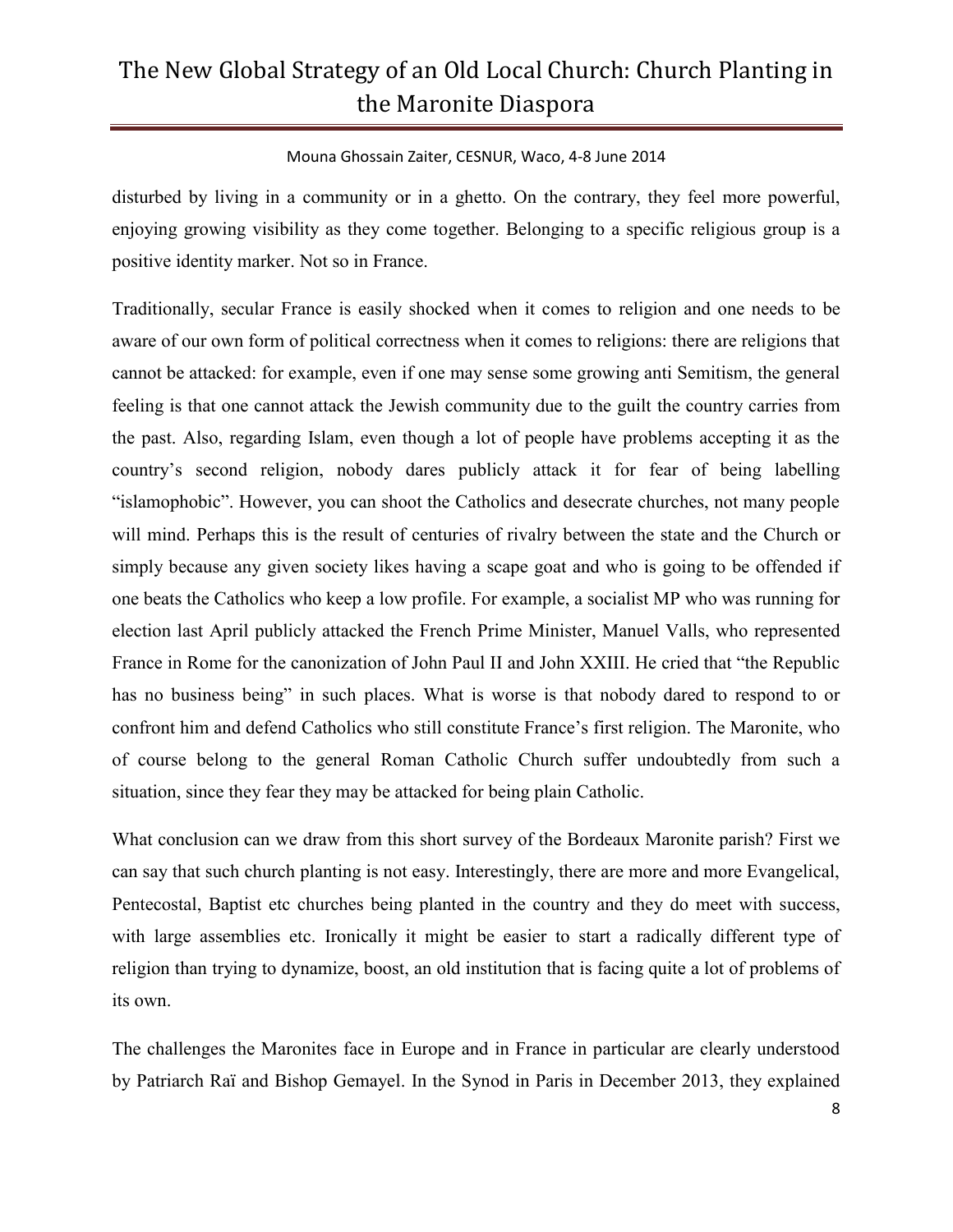disturbed by living in a community or in a ghetto. On the contrary, they feel more powerful, enjoying growing visibility as they come together. Belonging to a specific religious group is a positive identity marker. Not so in France.

Traditionally, secular France is easily shocked when it comes to religion and one needs to be aware of our own form of political correctness when it comes to religions: there are religions that cannot be attacked: for example, even if one may sense some growing anti Semitism, the general feeling is that one cannot attack the Jewish community due to the guilt the country carries from the past. Also, regarding Islam, even though a lot of people have problems accepting it as the country's second religion, nobody dares publicly attack it for fear of being labelling "islamophobic". However, you can shoot the Catholics and desecrate churches, not many people will mind. Perhaps this is the result of centuries of rivalry between the state and the Church or simply because any given society likes having a scape goat and who is going to be offended if one beats the Catholics who keep a low profile. For example, a socialist MP who was running for election last April publicly attacked the French Prime Minister, Manuel Valls, who represented France in Rome for the canonization of John Paul II and John XXIII. He cried that "the Republic has no business being" in such places. What is worse is that nobody dared to respond to or confront him and defend Catholics who still constitute France's first religion. The Maronite, who of course belong to the general Roman Catholic Church suffer undoubtedly from such a situation, since they fear they may be attacked for being plain Catholic.

What conclusion can we draw from this short survey of the Bordeaux Maronite parish? First we can say that such church planting is not easy. Interestingly, there are more and more Evangelical, Pentecostal, Baptist etc churches being planted in the country and they do meet with success, with large assemblies etc. Ironically it might be easier to start a radically different type of religion than trying to dynamize, boost, an old institution that is facing quite a lot of problems of its own.

The challenges the Maronites face in Europe and in France in particular are clearly understood by Patriarch Raï and Bishop Gemayel. In the Synod in Paris in December 2013, they explained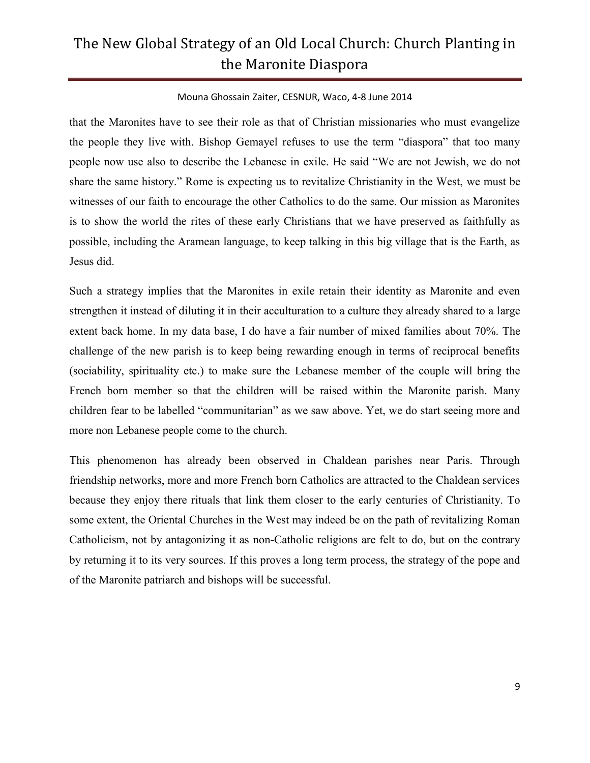that the Maronites have to see their role as that of Christian missionaries who must evangelize the people they live with. Bishop Gemayel refuses to use the term "diaspora" that too many people now use also to describe the Lebanese in exile. He said "We are not Jewish, we do not share the same history." Rome is expecting us to revitalize Christianity in the West, we must be witnesses of our faith to encourage the other Catholics to do the same. Our mission as Maronites is to show the world the rites of these early Christians that we have preserved as faithfully as possible, including the Aramean language, to keep talking in this big village that is the Earth, as Jesus did.

Such a strategy implies that the Maronites in exile retain their identity as Maronite and even strengthen it instead of diluting it in their acculturation to a culture they already shared to a large extent back home. In my data base, I do have a fair number of mixed families about 70%. The challenge of the new parish is to keep being rewarding enough in terms of reciprocal benefits (sociability, spirituality etc.) to make sure the Lebanese member of the couple will bring the French born member so that the children will be raised within the Maronite parish. Many children fear to be labelled "communitarian" as we saw above. Yet, we do start seeing more and more non Lebanese people come to the church.

This phenomenon has already been observed in Chaldean parishes near Paris. Through friendship networks, more and more French born Catholics are attracted to the Chaldean services because they enjoy there rituals that link them closer to the early centuries of Christianity. To some extent, the Oriental Churches in the West may indeed be on the path of revitalizing Roman Catholicism, not by antagonizing it as non-Catholic religions are felt to do, but on the contrary by returning it to its very sources. If this proves a long term process, the strategy of the pope and of the Maronite patriarch and bishops will be successful.